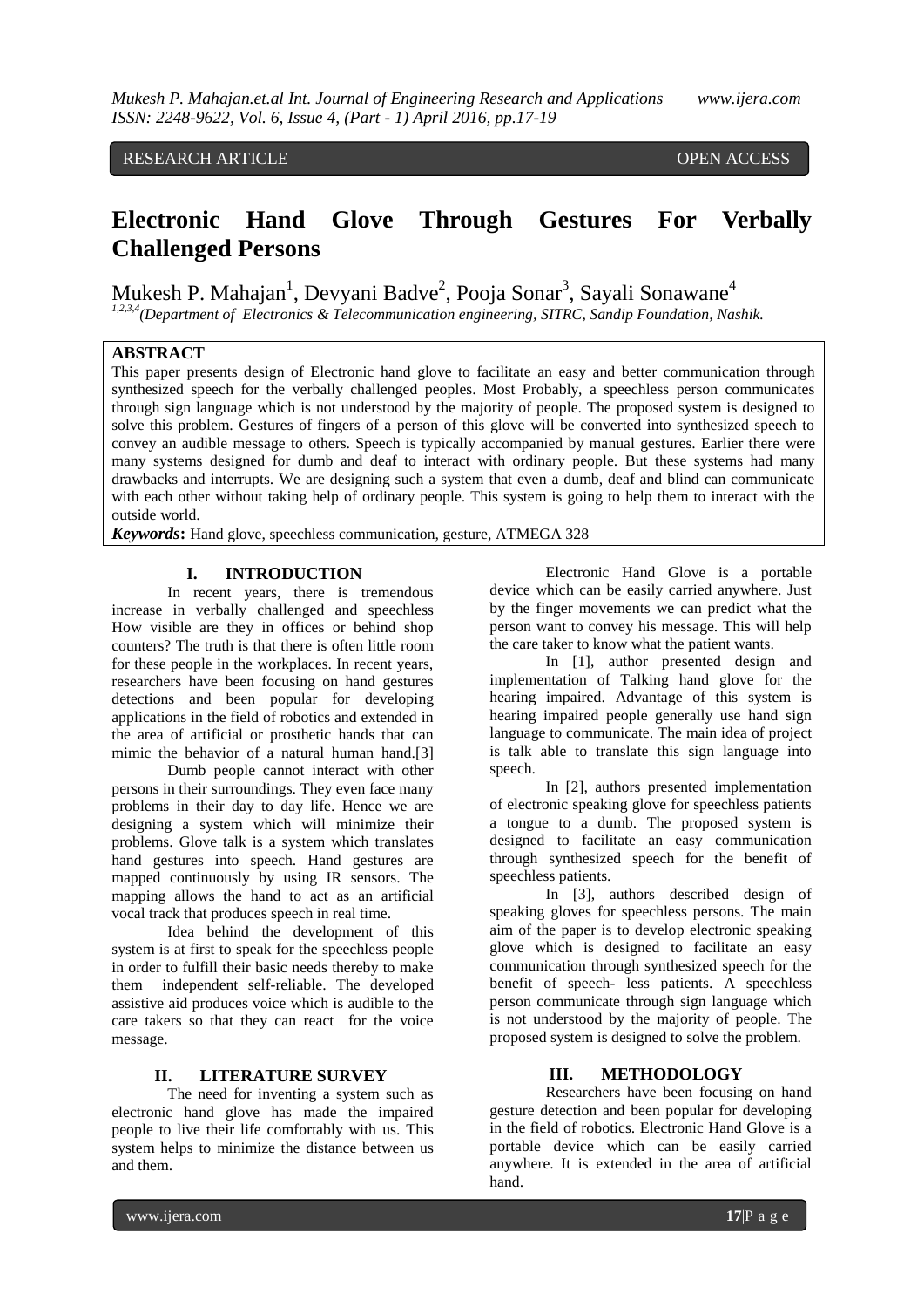RESEARCH ARTICLE OPEN ACCESS

# Electronic Hand Glove Through Gestures For Verbally Challenged Persons

Mukesh P. Mahajan[1], Devyani Badve[2], Pooja Sonar[3], Sayali Sonawane[4]

[1,2,3,4](Department of Electronics & Telecommunication engineering, SITRC, Sandip Foundation, Nashik.

## ABSTRACT

This paper presents design of Electronic hand glove to facilitate an easy and better communication through synthesized speech for the verbally challenged peoples. Most Probably, a speechless person communicates through sign language which is not understood by the majority of people. The proposed system is designed to solve this problem. Gestures of fingers of a person of this glove will be converted into synthesized speech to convey an audible message to others. Speech is typically accompanied by manual gestures. Earlier there were many systems designed for dumb and deaf to interact with ordinary people. But these systems had many drawbacks and interrupts. We are designing such a system that even a dumb, deaf and blind can communicate with each other without taking help of ordinary people. This system is going to help them to interact with the outside world.

***Keywords*:** Hand glove, speechless communication, gesture, ATMEGA 328

## I. INTRODUCTION

In recent years, there is tremendous increase in verbally challenged and speechless How visible are they in offices or behind shop counters? The truth is that there is often little room for these people in the workplaces. In recent years, researchers have been focusing on hand gestures detections and been popular for developing applications in the field of robotics and extended in the area of artificial or prosthetic hands that can mimic the behavior of a natural human hand.[3]

Dumb people cannot interact with other persons in their surroundings. They even face many problems in their day to day life. Hence we are designing a system which will minimize their problems. Glove talk is a system which translates hand gestures into speech. Hand gestures are mapped continuously by using IR sensors. The mapping allows the hand to act as an artificial vocal track that produces speech in real time.

Idea behind the development of this system is at first to speak for the speechless people in order to fulfill their basic needs thereby to make them independent self-reliable. The developed assistive aid produces voice which is audible to the care takers so that they can react for the voice message.

## II. LITERATURE SURVEY

The need for inventing a system such as electronic hand glove has made the impaired people to live their life comfortably with us. This system helps to minimize the distance between us and them.

Electronic Hand Glove is a portable device which can be easily carried anywhere. Just by the finger movements we can predict what the person want to convey his message. This will help the care taker to know what the patient wants.

In [1], author presented design and implementation of Talking hand glove for the hearing impaired. Advantage of this system is hearing impaired people generally use hand sign language to communicate. The main idea of project is talk able to translate this sign language into speech.

In [2], authors presented implementation of electronic speaking glove for speechless patients a tongue to a dumb. The proposed system is designed to facilitate an easy communication through synthesized speech for the benefit of speechless patients.

In [3], authors described design of speaking gloves for speechless persons. The main aim of the paper is to develop electronic speaking glove which is designed to facilitate an easy communication through synthesized speech for the benefit of speech- less patients. A speechless person communicate through sign language which is not understood by the majority of people. The proposed system is designed to solve the problem.

## III. METHODOLOGY

Researchers have been focusing on hand gesture detection and been popular for developing in the field of robotics. Electronic Hand Glove is a portable device which can be easily carried anywhere. It is extended in the area of artificial hand.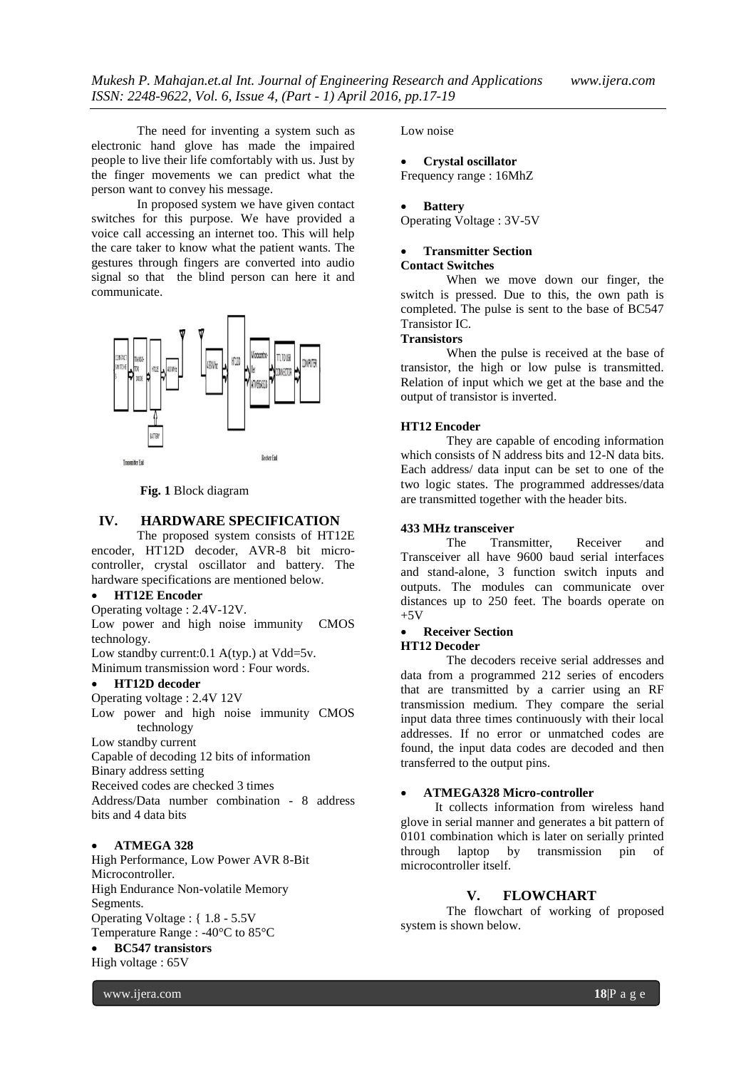The need for inventing a system such as electronic hand glove has made the impaired people to live their life comfortably with us. Just by the finger movements we can predict what the person want to convey his message.

In proposed system we have given contact switches for this purpose. We have provided a voice call accessing an internet too. This will help the care taker to know what the patient wants. The gestures through fingers are converted into audio signal so that the blind person can here it and communicate.

**Fig. 1** Block diagram

## IV. HARDWARE SPECIFICATION

The proposed system consists of HT12E encoder, HT12D decoder, AVR-8 bit micro-controller, crystal oscillator and battery. The hardware specifications are mentioned below.

- **HT12E Encoder**

Operating voltage : 2.4V-12V.
Low power and high noise immunity CMOS technology.
Low standby current:0.1 A(typ.) at Vdd=5v.
Minimum transmission word : Four words.

- **HT12D decoder**

Operating voltage : 2.4V 12V
Low power and high noise immunity CMOS technology
Low standby current
Capable of decoding 12 bits of information
Binary address setting
Received codes are checked 3 times
Address/Data number combination - 8 address bits and 4 data bits

- **ATMEGA 328**

High Performance, Low Power AVR 8-Bit Microcontroller.
High Endurance Non-volatile Memory Segments.
Operating Voltage : { 1.8 - 5.5V
Temperature Range : -40°C to 85°C

- **BC547 transistors**

High voltage : 65V
Low noise

- **Crystal oscillator**

Frequency range : 16MhZ

- **Battery**

Operating Voltage : 3V-5V

- **Transmitter Section**

**Contact Switches**

When we move down our finger, the switch is pressed. Due to this, the own path is completed. The pulse is sent to the base of BC547 Transistor IC.

**Transistors**

When the pulse is received at the base of transistor, the high or low pulse is transmitted. Relation of input which we get at the base and the output of transistor is inverted.

**HT12 Encoder**

They are capable of encoding information which consists of N address bits and 12-N data bits. Each address/ data input can be set to one of the two logic states. The programmed addresses/data are transmitted together with the header bits.

**433 MHz transceiver**

The Transmitter, Receiver and Transceiver all have 9600 baud serial interfaces and stand-alone, 3 function switch inputs and outputs. The modules can communicate over distances up to 250 feet. The boards operate on +5V

- **Receiver Section**

**HT12 Decoder**

The decoders receive serial addresses and data from a programmed 212 series of encoders that are transmitted by a carrier using an RF transmission medium. They compare the serial input data three times continuously with their local addresses. If no error or unmatched codes are found, the input data codes are decoded and then transferred to the output pins.

- **ATMEGA328 Micro-controller**

It collects information from wireless hand glove in serial manner and generates a bit pattern of 0101 combination which is later on serially printed through laptop by transmission pin of microcontroller itself.

## V. FLOWCHART

The flowchart of working of proposed system is shown below.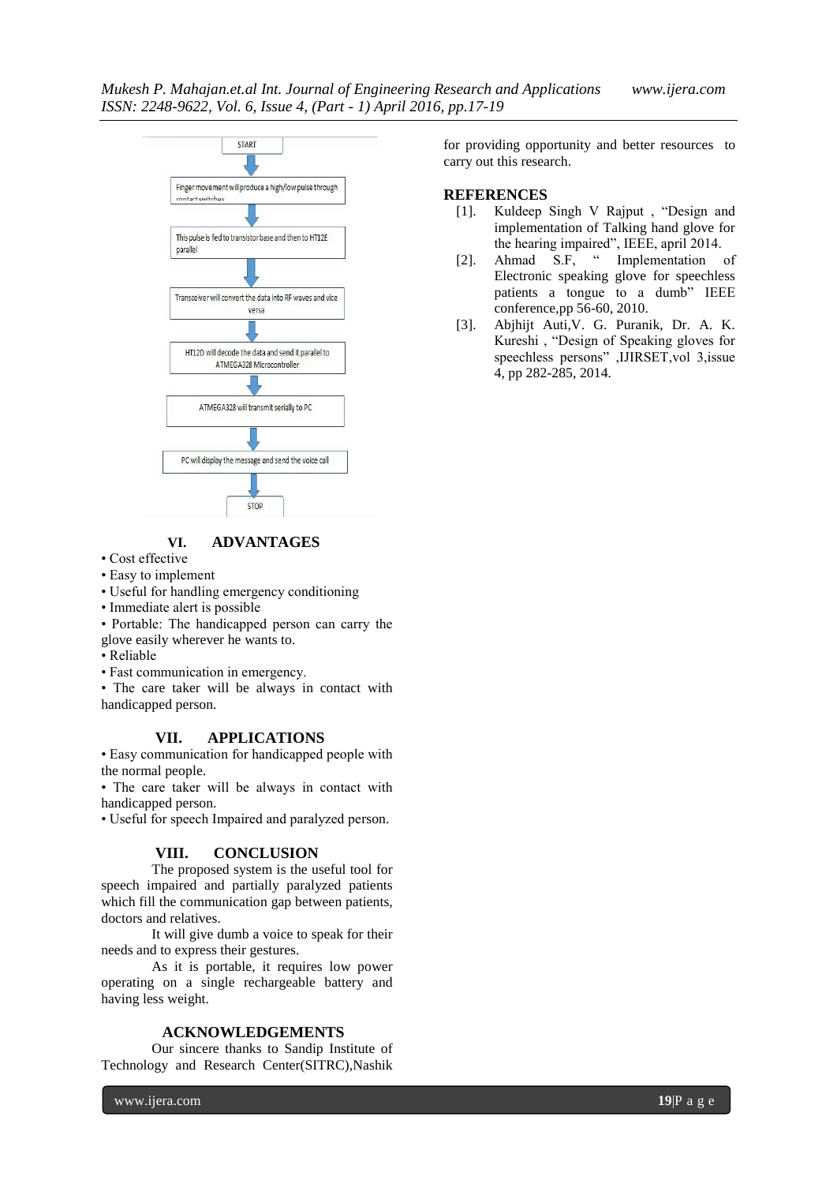START

Finger movement will produce a high/low pulse through contact switches

This pulse is fed to transistor base and then to HT12E parallel

Transceiver will convert the data into RF waves and vice versa

HT12D will decode the data and send it parallel to ATMEGA328 Microcontroller

ATMEGA328 will transmit serially to PC

PC will display the message and send the voice call

STOP

## VI. ADVANTAGES

- Cost effective
- Easy to implement
- Useful for handling emergency conditioning
- Immediate alert is possible
- Portable: The handicapped person can carry the glove easily wherever he wants to.
- Reliable
- Fast communication in emergency.
- The care taker will be always in contact with handicapped person.

## VII. APPLICATIONS

- Easy communication for handicapped people with the normal people.
- The care taker will be always in contact with handicapped person.
- Useful for speech Impaired and paralyzed person.

## VIII. CONCLUSION

The proposed system is the useful tool for speech impaired and partially paralyzed patients which fill the communication gap between patients, doctors and relatives.

It will give dumb a voice to speak for their needs and to express their gestures.

As it is portable, it requires low power operating on a single rechargeable battery and having less weight.

## ACKNOWLEDGEMENTS

Our sincere thanks to Sandip Institute of Technology and Research Center(SITRC),Nashik for providing opportunity and better resources to carry out this research.

## REFERENCES

[1]. Kuldeep Singh V Rajput , "Design and implementation of Talking hand glove for the hearing impaired", IEEE, april 2014.

[2]. Ahmad S.F, " Implementation of Electronic speaking glove for speechless patients a tongue to a dumb" IEEE conference,pp 56-60, 2010.

[3]. Abjhijt Auti,V. G. Puranik, Dr. A. K. Kureshi , "Design of Speaking gloves for speechless persons" ,IJIRSET,vol 3,issue 4, pp 282-285, 2014.